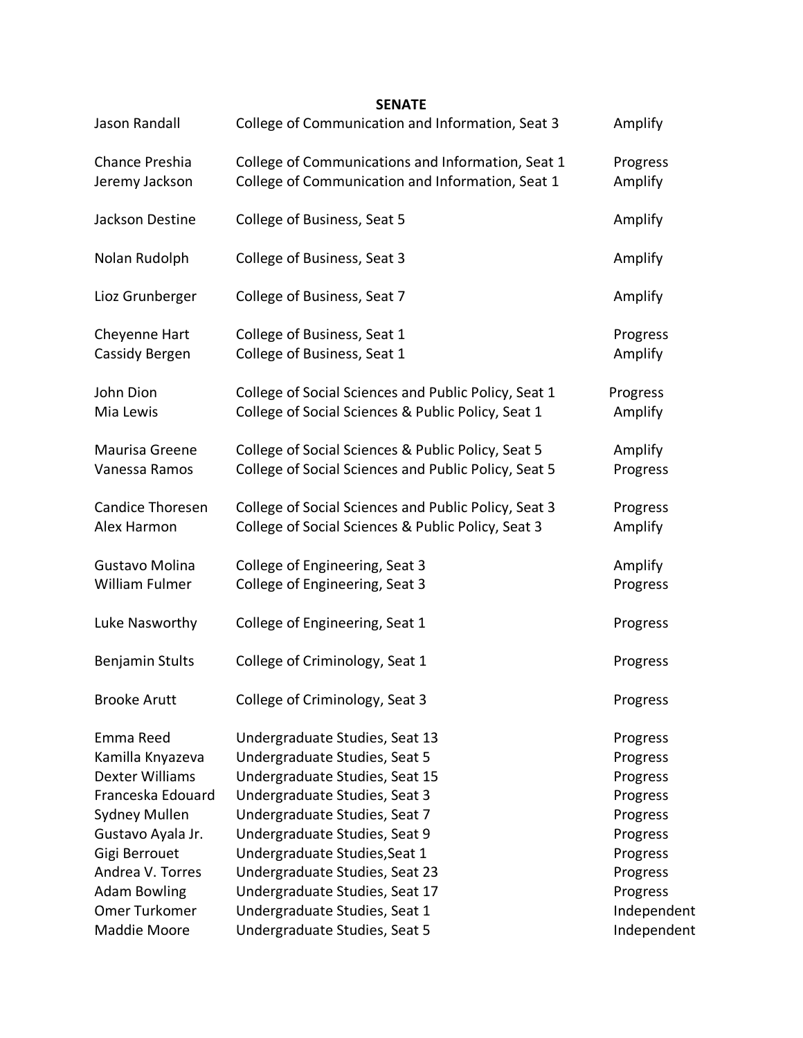**SENATE**

| | | |
|---|---|---|
| Jason Randall | College of Communication and Information, Seat 3 | Amplify |
| | | |
| Chance Preshia | College of Communications and Information, Seat 1 | Progress |
| Jeremy Jackson | College of Communication and Information, Seat 1 | Amplify |
| | | |
| Jackson Destine | College of Business, Seat 5 | Amplify |
| | | |
| Nolan Rudolph | College of Business, Seat 3 | Amplify |
| | | |
| Lioz Grunberger | College of Business, Seat 7 | Amplify |
| | | |
| Cheyenne Hart | College of Business, Seat 1 | Progress |
| Cassidy Bergen | College of Business, Seat 1 | Amplify |
| | | |
| John Dion | College of Social Sciences and Public Policy, Seat 1 | Progress |
| Mia Lewis | College of Social Sciences & Public Policy, Seat 1 | Amplify |
| | | |
| Maurisa Greene | College of Social Sciences & Public Policy, Seat 5 | Amplify |
| Vanessa Ramos | College of Social Sciences and Public Policy, Seat 5 | Progress |
| | | |
| Candice Thoresen | College of Social Sciences and Public Policy, Seat 3 | Progress |
| Alex Harmon | College of Social Sciences & Public Policy, Seat 3 | Amplify |
| | | |
| Gustavo Molina | College of Engineering, Seat 3 | Amplify |
| William Fulmer | College of Engineering, Seat 3 | Progress |
| | | |
| Luke Nasworthy | College of Engineering, Seat 1 | Progress |
| | | |
| Benjamin Stults | College of Criminology, Seat 1 | Progress |
| | | |
| Brooke Arutt | College of Criminology, Seat 3 | Progress |
| | | |
| Emma Reed | Undergraduate Studies, Seat 13 | Progress |
| Kamilla Knyazeva | Undergraduate Studies, Seat 5 | Progress |
| Dexter Williams | Undergraduate Studies, Seat 15 | Progress |
| Franceska Edouard | Undergraduate Studies, Seat 3 | Progress |
| Sydney Mullen | Undergraduate Studies, Seat 7 | Progress |
| Gustavo Ayala Jr. | Undergraduate Studies, Seat 9 | Progress |
| Gigi Berrouet | Undergraduate Studies,Seat 1 | Progress |
| Andrea V. Torres | Undergraduate Studies, Seat 23 | Progress |
| Adam Bowling | Undergraduate Studies, Seat 17 | Progress |
| Omer Turkomer | Undergraduate Studies, Seat 1 | Independent |
| Maddie Moore | Undergraduate Studies, Seat 5 | Independent |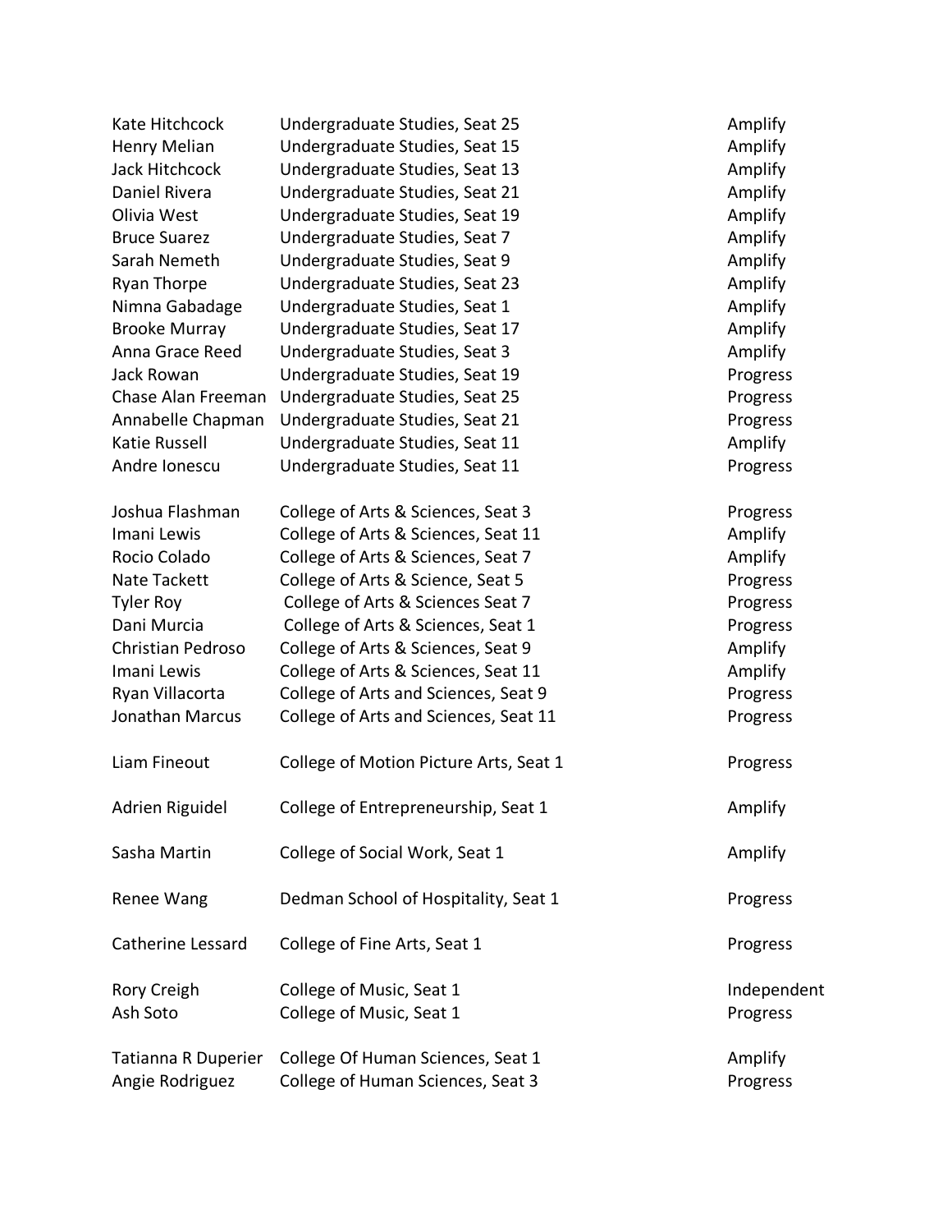| | | |
|---|---|---|
| Kate Hitchcock | Undergraduate Studies, Seat 25 | Amplify |
| Henry Melian | Undergraduate Studies, Seat 15 | Amplify |
| Jack Hitchcock | Undergraduate Studies, Seat 13 | Amplify |
| Daniel Rivera | Undergraduate Studies, Seat 21 | Amplify |
| Olivia West | Undergraduate Studies, Seat 19 | Amplify |
| Bruce Suarez | Undergraduate Studies, Seat 7 | Amplify |
| Sarah Nemeth | Undergraduate Studies, Seat 9 | Amplify |
| Ryan Thorpe | Undergraduate Studies, Seat 23 | Amplify |
| Nimna Gabadage | Undergraduate Studies, Seat 1 | Amplify |
| Brooke Murray | Undergraduate Studies, Seat 17 | Amplify |
| Anna Grace Reed | Undergraduate Studies, Seat 3 | Amplify |
| Jack Rowan | Undergraduate Studies, Seat 19 | Progress |
| Chase Alan Freeman | Undergraduate Studies, Seat 25 | Progress |
| Annabelle Chapman | Undergraduate Studies, Seat 21 | Progress |
| Katie Russell | Undergraduate Studies, Seat 11 | Amplify |
| Andre Ionescu | Undergraduate Studies, Seat 11 | Progress |
| | | |
| Joshua Flashman | College of Arts & Sciences, Seat 3 | Progress |
| Imani Lewis | College of Arts & Sciences, Seat 11 | Amplify |
| Rocio Colado | College of Arts & Sciences, Seat 7 | Amplify |
| Nate Tackett | College of Arts & Science, Seat 5 | Progress |
| Tyler Roy | College of Arts & Sciences Seat 7 | Progress |
| Dani Murcia | College of Arts & Sciences, Seat 1 | Progress |
| Christian Pedroso | College of Arts & Sciences, Seat 9 | Amplify |
| Imani Lewis | College of Arts & Sciences, Seat 11 | Amplify |
| Ryan Villacorta | College of Arts and Sciences, Seat 9 | Progress |
| Jonathan Marcus | College of Arts and Sciences, Seat 11 | Progress |
| | | |
| Liam Fineout | College of Motion Picture Arts, Seat 1 | Progress |
| | | |
| Adrien Riguidel | College of Entrepreneurship, Seat 1 | Amplify |
| | | |
| Sasha Martin | College of Social Work, Seat 1 | Amplify |
| | | |
| Renee Wang | Dedman School of Hospitality, Seat 1 | Progress |
| | | |
| Catherine Lessard | College of Fine Arts, Seat 1 | Progress |
| | | |
| Rory Creigh | College of Music, Seat 1 | Independent |
| Ash Soto | College of Music, Seat 1 | Progress |
| | | |
| Tatianna R Duperier | College Of Human Sciences, Seat 1 | Amplify |
| Angie Rodriguez | College of Human Sciences, Seat 3 | Progress |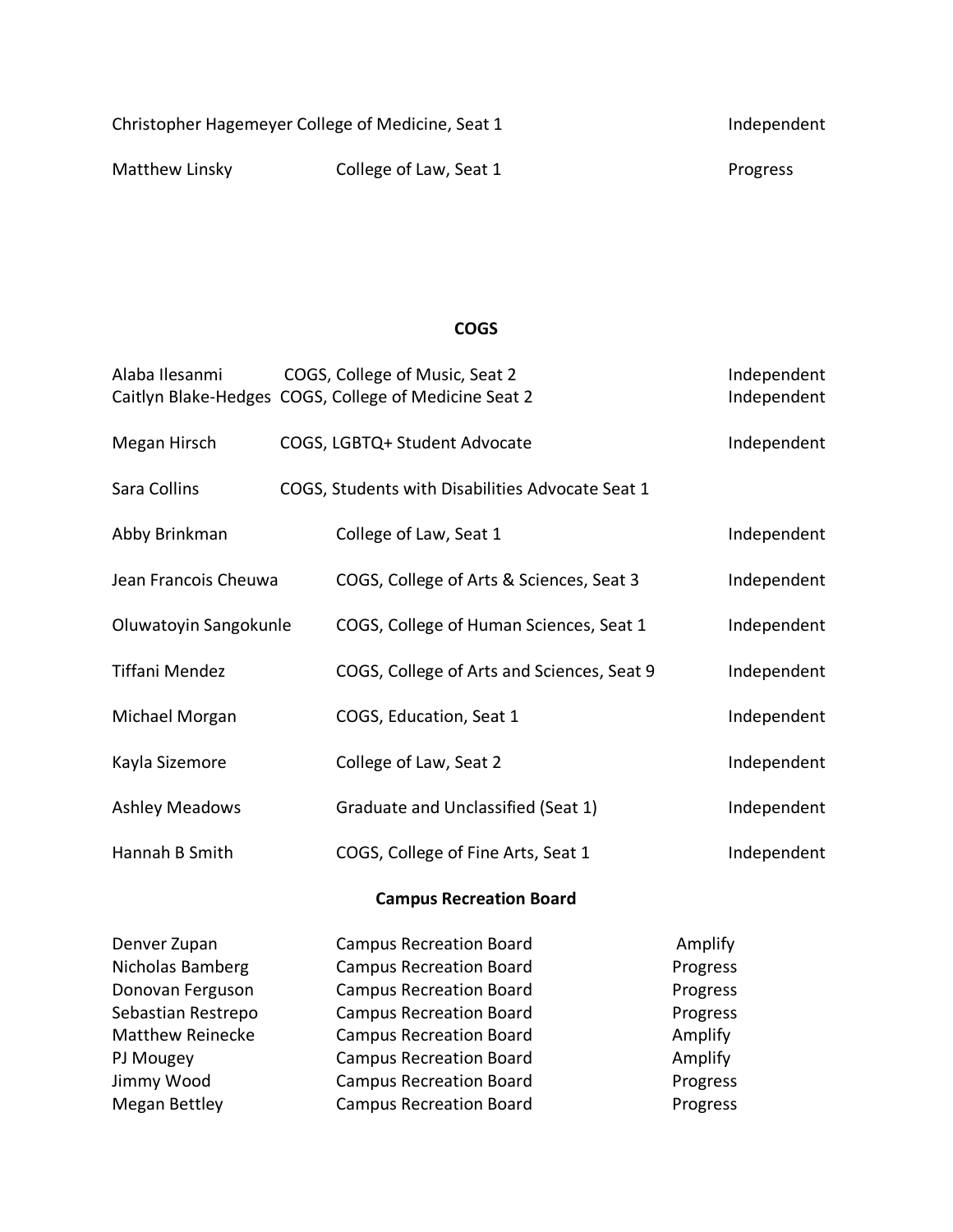| | | |
|---|---|---|
| Christopher Hagemeyer | College of Medicine, Seat 1 | Independent |
| Matthew Linsky | College of Law, Seat 1 | Progress |

**COGS**

| | | |
|---|---|---|
| Alaba Ilesanmi | COGS, College of Music, Seat 2 | Independent |
| Caitlyn Blake-Hedges | COGS, College of Medicine Seat 2 | Independent |
| Megan Hirsch | COGS, LGBTQ+ Student Advocate | Independent |
| Sara Collins | COGS, Students with Disabilities Advocate Seat 1 | |
| Abby Brinkman | College of Law, Seat 1 | Independent |
| Jean Francois Cheuwa | COGS, College of Arts & Sciences, Seat 3 | Independent |
| Oluwatoyin Sangokunle | COGS, College of Human Sciences, Seat 1 | Independent |
| Tiffani Mendez | COGS, College of Arts and Sciences, Seat 9 | Independent |
| Michael Morgan | COGS, Education, Seat 1 | Independent |
| Kayla Sizemore | College of Law, Seat 2 | Independent |
| Ashley Meadows | Graduate and Unclassified (Seat 1) | Independent |
| Hannah B Smith | COGS, College of Fine Arts, Seat 1 | Independent |

**Campus Recreation Board**

| | | |
|---|---|---|
| Denver Zupan | Campus Recreation Board | Amplify |
| Nicholas Bamberg | Campus Recreation Board | Progress |
| Donovan Ferguson | Campus Recreation Board | Progress |
| Sebastian Restrepo | Campus Recreation Board | Progress |
| Matthew Reinecke | Campus Recreation Board | Amplify |
| PJ Mougey | Campus Recreation Board | Amplify |
| Jimmy Wood | Campus Recreation Board | Progress |
| Megan Bettley | Campus Recreation Board | Progress |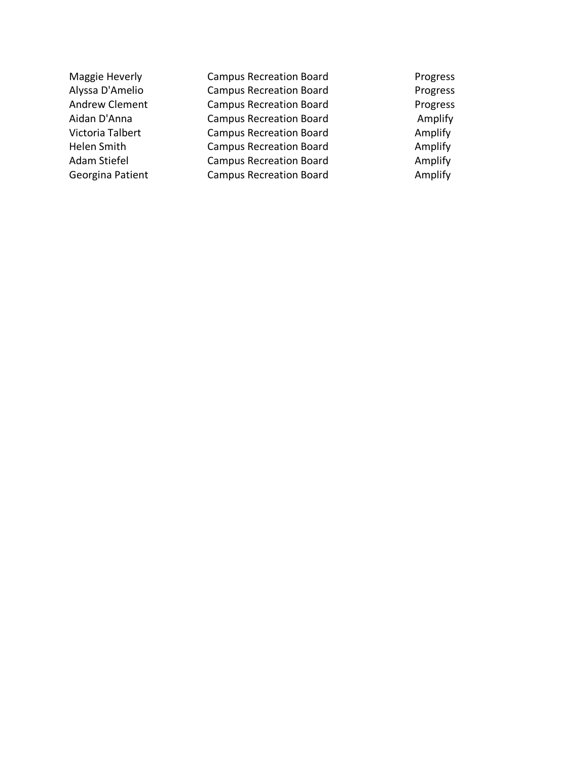| | | |
|---|---|---|
| Maggie Heverly | Campus Recreation Board | Progress |
| Alyssa D'Amelio | Campus Recreation Board | Progress |
| Andrew Clement | Campus Recreation Board | Progress |
| Aidan D'Anna | Campus Recreation Board | Amplify |
| Victoria Talbert | Campus Recreation Board | Amplify |
| Helen Smith | Campus Recreation Board | Amplify |
| Adam Stiefel | Campus Recreation Board | Amplify |
| Georgina Patient | Campus Recreation Board | Amplify |